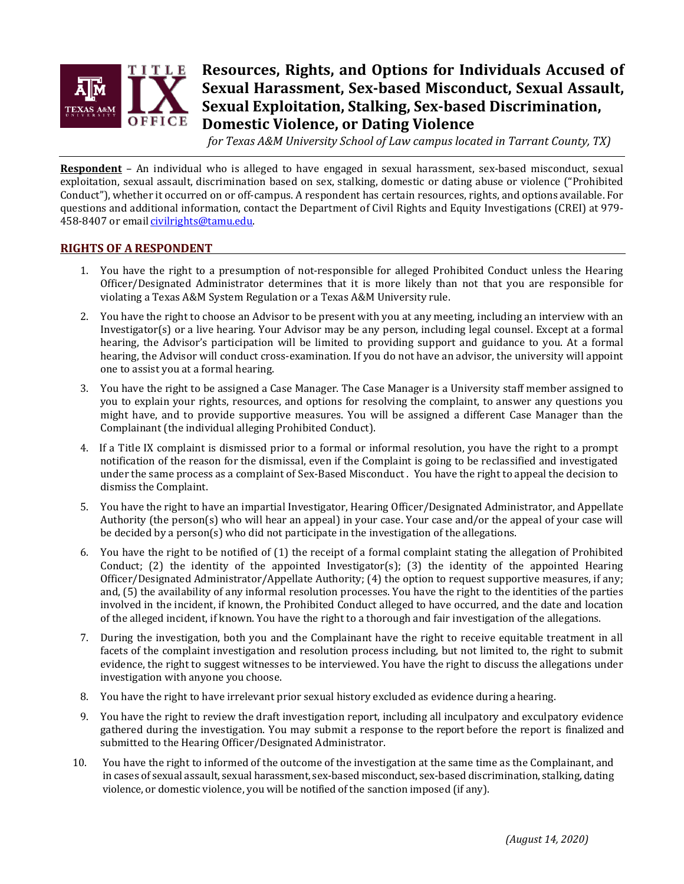# Resources, Rights, and Options for Individuals Accused of Sexual Harassment, Sex-based Misconduct, Sexual Assault, Sexual Exploitation, Stalking, Sex-based Discrimination, Domestic Violence, or Dating Violence

*for Texas A&M University School of Law campus located in Tarrant County, TX)*

**Respondent** – An individual who is alleged to have engaged in sexual harassment, sex-based misconduct, sexual exploitation, sexual assault, discrimination based on sex, stalking, domestic or dating abuse or violence ("Prohibited Conduct"), whether it occurred on or off-campus. A respondent has certain resources, rights, and options available. For questions and additional information, contact the Department of Civil Rights and Equity Investigations (CREI) at 979-458-8407 or email civilrights@tamu.edu.

## RIGHTS OF A RESPONDENT

1. You have the right to a presumption of not-responsible for alleged Prohibited Conduct unless the Hearing Officer/Designated Administrator determines that it is more likely than not that you are responsible for violating a Texas A&M System Regulation or a Texas A&M University rule.
2. You have the right to choose an Advisor to be present with you at any meeting, including an interview with an Investigator(s) or a live hearing. Your Advisor may be any person, including legal counsel. Except at a formal hearing, the Advisor's participation will be limited to providing support and guidance to you. At a formal hearing, the Advisor will conduct cross-examination. If you do not have an advisor, the university will appoint one to assist you at a formal hearing.
3. You have the right to be assigned a Case Manager. The Case Manager is a University staff member assigned to you to explain your rights, resources, and options for resolving the complaint, to answer any questions you might have, and to provide supportive measures. You will be assigned a different Case Manager than the Complainant (the individual alleging Prohibited Conduct).
4. If a Title IX complaint is dismissed prior to a formal or informal resolution, you have the right to a prompt notification of the reason for the dismissal, even if the Complaint is going to be reclassified and investigated under the same process as a complaint of Sex-Based Misconduct . You have the right to appeal the decision to dismiss the Complaint.
5. You have the right to have an impartial Investigator, Hearing Officer/Designated Administrator, and Appellate Authority (the person(s) who will hear an appeal) in your case. Your case and/or the appeal of your case will be decided by a person(s) who did not participate in the investigation of the allegations.
6. You have the right to be notified of (1) the receipt of a formal complaint stating the allegation of Prohibited Conduct; (2) the identity of the appointed Investigator(s); (3) the identity of the appointed Hearing Officer/Designated Administrator/Appellate Authority; (4) the option to request supportive measures, if any; and, (5) the availability of any informal resolution processes. You have the right to the identities of the parties involved in the incident, if known, the Prohibited Conduct alleged to have occurred, and the date and location of the alleged incident, if known. You have the right to a thorough and fair investigation of the allegations.
7. During the investigation, both you and the Complainant have the right to receive equitable treatment in all facets of the complaint investigation and resolution process including, but not limited to, the right to submit evidence, the right to suggest witnesses to be interviewed. You have the right to discuss the allegations under investigation with anyone you choose.
8. You have the right to have irrelevant prior sexual history excluded as evidence during a hearing.
9. You have the right to review the draft investigation report, including all inculpatory and exculpatory evidence gathered during the investigation. You may submit a response to the report before the report is finalized and submitted to the Hearing Officer/Designated Administrator.
10. You have the right to informed of the outcome of the investigation at the same time as the Complainant, and in cases of sexual assault, sexual harassment, sex-based misconduct, sex-based discrimination, stalking, dating violence, or domestic violence, you will be notified of the sanction imposed (if any).

*(August 14, 2020)*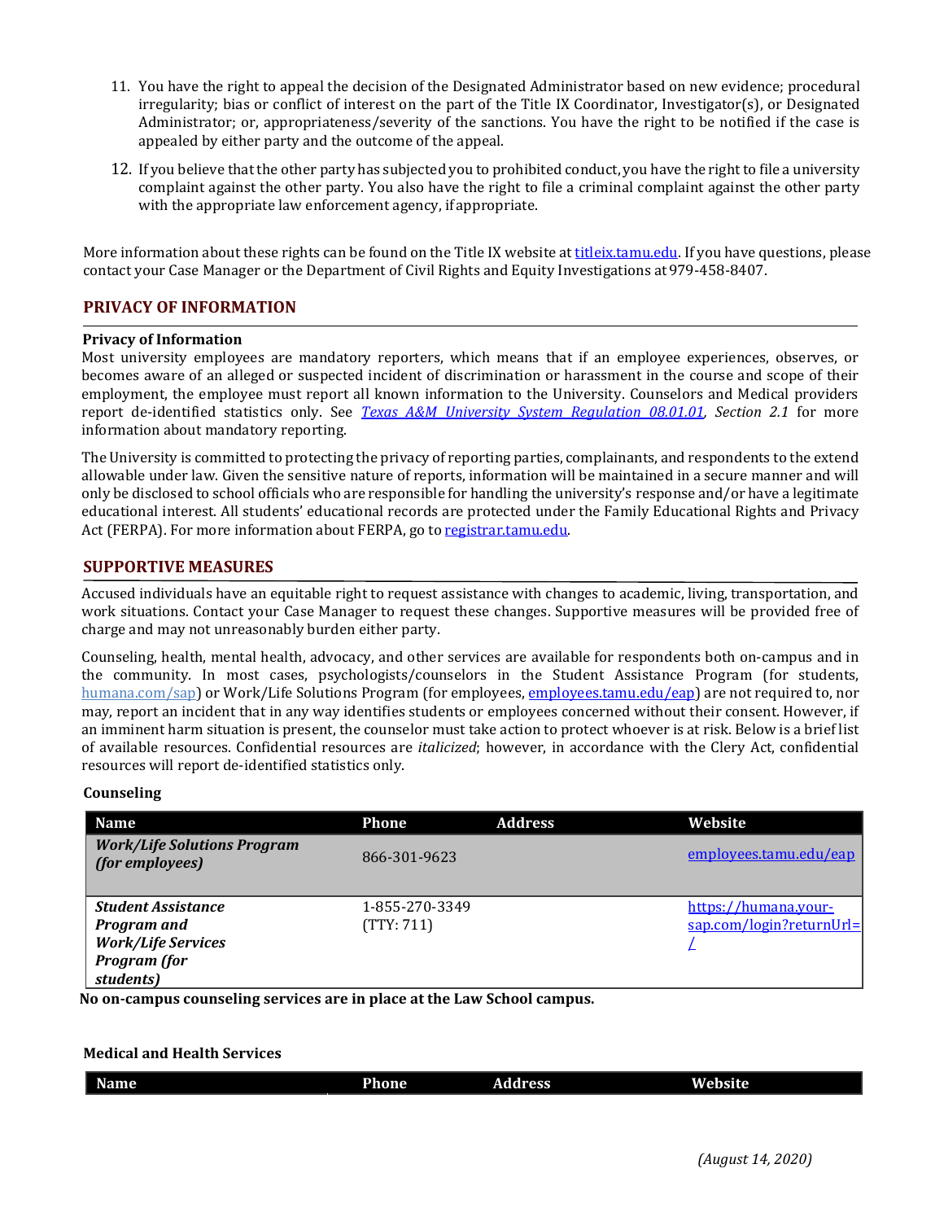11. You have the right to appeal the decision of the Designated Administrator based on new evidence; procedural irregularity; bias or conflict of interest on the part of the Title IX Coordinator, Investigator(s), or Designated Administrator; or, appropriateness/severity of the sanctions. You have the right to be notified if the case is appealed by either party and the outcome of the appeal.
12. If you believe that the other party has subjected you to prohibited conduct, you have the right to file a university complaint against the other party. You also have the right to file a criminal complaint against the other party with the appropriate law enforcement agency, if appropriate.

More information about these rights can be found on the Title IX website at [titleix.tamu.edu](titleix.tamu.edu). If you have questions, please contact your Case Manager or the Department of Civil Rights and Equity Investigations at 979-458-8407.

## PRIVACY OF INFORMATION

**Privacy of Information**

Most university employees are mandatory reporters, which means that if an employee experiences, observes, or becomes aware of an alleged or suspected incident of discrimination or harassment in the course and scope of their employment, the employee must report all known information to the University. Counselors and Medical providers report de-identified statistics only. See *[Texas A&M University System Regulation 08.01.01](Texas A&M University System Regulation 08.01.01), Section 2.1* for more information about mandatory reporting.

The University is committed to protecting the privacy of reporting parties, complainants, and respondents to the extend allowable under law. Given the sensitive nature of reports, information will be maintained in a secure manner and will only be disclosed to school officials who are responsible for handling the university's response and/or have a legitimate educational interest. All students' educational records are protected under the Family Educational Rights and Privacy Act (FERPA). For more information about FERPA, go to [registrar.tamu.edu](registrar.tamu.edu).

## SUPPORTIVE MEASURES

Accused individuals have an equitable right to request assistance with changes to academic, living, transportation, and work situations. Contact your Case Manager to request these changes. Supportive measures will be provided free of charge and may not unreasonably burden either party.

Counseling, health, mental health, advocacy, and other services are available for respondents both on-campus and in the community. In most cases, psychologists/counselors in the Student Assistance Program (for students, [humana.com/sap](humana.com/sap)) or Work/Life Solutions Program (for employees, [employees.tamu.edu/eap](employees.tamu.edu/eap)) are not required to, nor may, report an incident that in any way identifies students or employees concerned without their consent. However, if an imminent harm situation is present, the counselor must take action to protect whoever is at risk. Below is a brief list of available resources. Confidential resources are *italicized*; however, in accordance with the Clery Act, confidential resources will report de-identified statistics only.

**Counseling**

| Name | Phone | Address | Website |
|---|---|---|---|
| ***Work/Life Solutions Program (for employees)*** | 866-301-9623 | | [employees.tamu.edu/eap](employees.tamu.edu/eap) |
| ***Student Assistance Program and Work/Life Services Program (for students)*** | 1-855-270-3349 (TTY: 711) | | [https://humana.your-sap.com/login?returnUrl=/](https://humana.your-sap.com/login?returnUrl=/) |

**No on-campus counseling services are in place at the Law School campus.**

**Medical and Health Services**

| Name | Phone | Address | Website |
|---|---|---|---|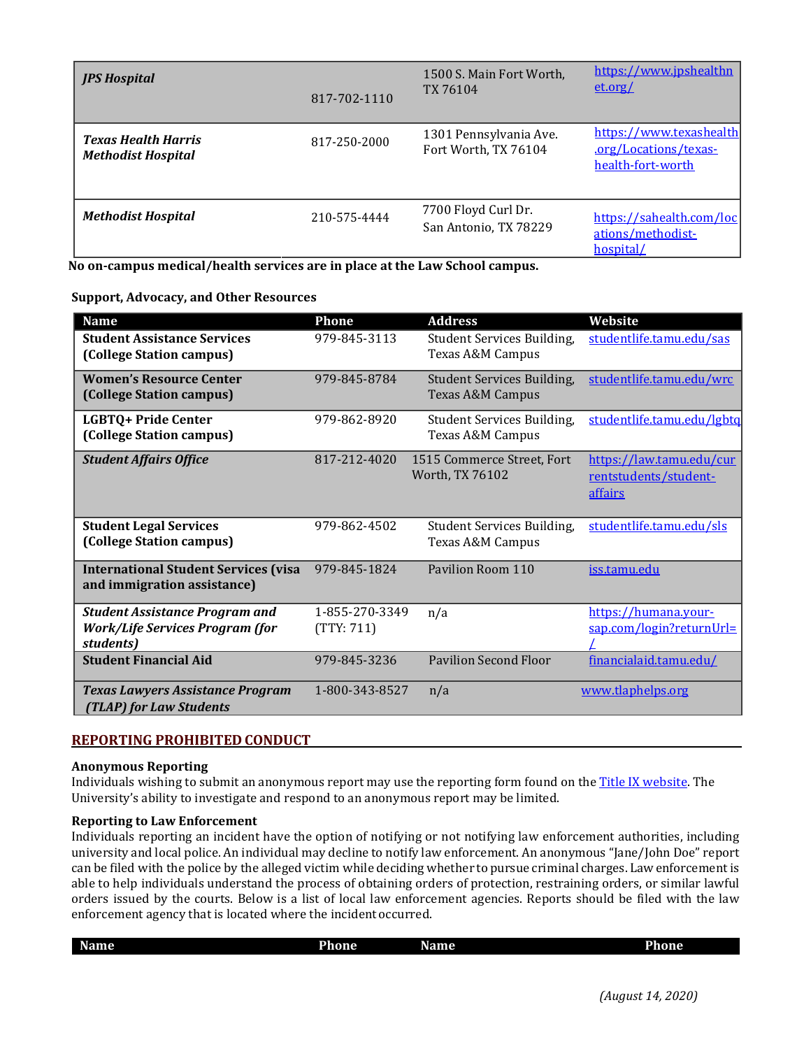| | | | |
|---|---|---|---|
| ***JPS Hospital*** | 817-702-1110 | 1500 S. Main Fort Worth, TX 76104 | https://www.jpshealthnet.org/ |
| ***Texas Health Harris Methodist Hospital*** | 817-250-2000 | 1301 Pennsylvania Ave. Fort Worth, TX 76104 | https://www.texashealth.org/Locations/texas-health-fort-worth |
| ***Methodist Hospital*** | 210-575-4444 | 7700 Floyd Curl Dr. San Antonio, TX 78229 | https://sahealth.com/locations/methodist-hospital/ |

**No on-campus medical/health services are in place at the Law School campus.**

**Support, Advocacy, and Other Resources**

| Name | Phone | Address | Website |
|---|---|---|---|
| **Student Assistance Services (College Station campus)** | 979-845-3113 | Student Services Building, Texas A&M Campus | studentlife.tamu.edu/sas |
| **Women's Resource Center (College Station campus)** | 979-845-8784 | Student Services Building, Texas A&M Campus | studentlife.tamu.edu/wrc |
| **LGBTQ+ Pride Center (College Station campus)** | 979-862-8920 | Student Services Building, Texas A&M Campus | studentlife.tamu.edu/lgbtq |
| ***Student Affairs Office*** | 817-212-4020 | 1515 Commerce Street, Fort Worth, TX 76102 | https://law.tamu.edu/currentstudents/student-affairs |
| **Student Legal Services (College Station campus)** | 979-862-4502 | Student Services Building, Texas A&M Campus | studentlife.tamu.edu/sls |
| **International Student Services (visa and immigration assistance)** | 979-845-1824 | Pavilion Room 110 | iss.tamu.edu |
| ***Student Assistance Program and Work/Life Services Program (for students)*** | 1-855-270-3349 (TTY: 711) | n/a | https://humana.your-sap.com/login?returnUrl=/ |
| **Student Financial Aid** | 979-845-3236 | Pavilion Second Floor | financialaid.tamu.edu/ |
| ***Texas Lawyers Assistance Program (TLAP) for Law Students*** | 1-800-343-8527 | n/a | www.tlaphelps.org |

## REPORTING PROHIBITED CONDUCT

**Anonymous Reporting**

Individuals wishing to submit an anonymous report may use the reporting form found on the Title IX website. The University's ability to investigate and respond to an anonymous report may be limited.

**Reporting to Law Enforcement**

Individuals reporting an incident have the option of notifying or not notifying law enforcement authorities, including university and local police. An individual may decline to notify law enforcement. An anonymous "Jane/John Doe" report can be filed with the police by the alleged victim while deciding whether to pursue criminal charges. Law enforcement is able to help individuals understand the process of obtaining orders of protection, restraining orders, or similar lawful orders issued by the courts. Below is a list of local law enforcement agencies. Reports should be filed with the law enforcement agency that is located where the incident occurred.

| Name | Phone | Name | Phone |
|---|---|---|---|

*(August 14, 2020)*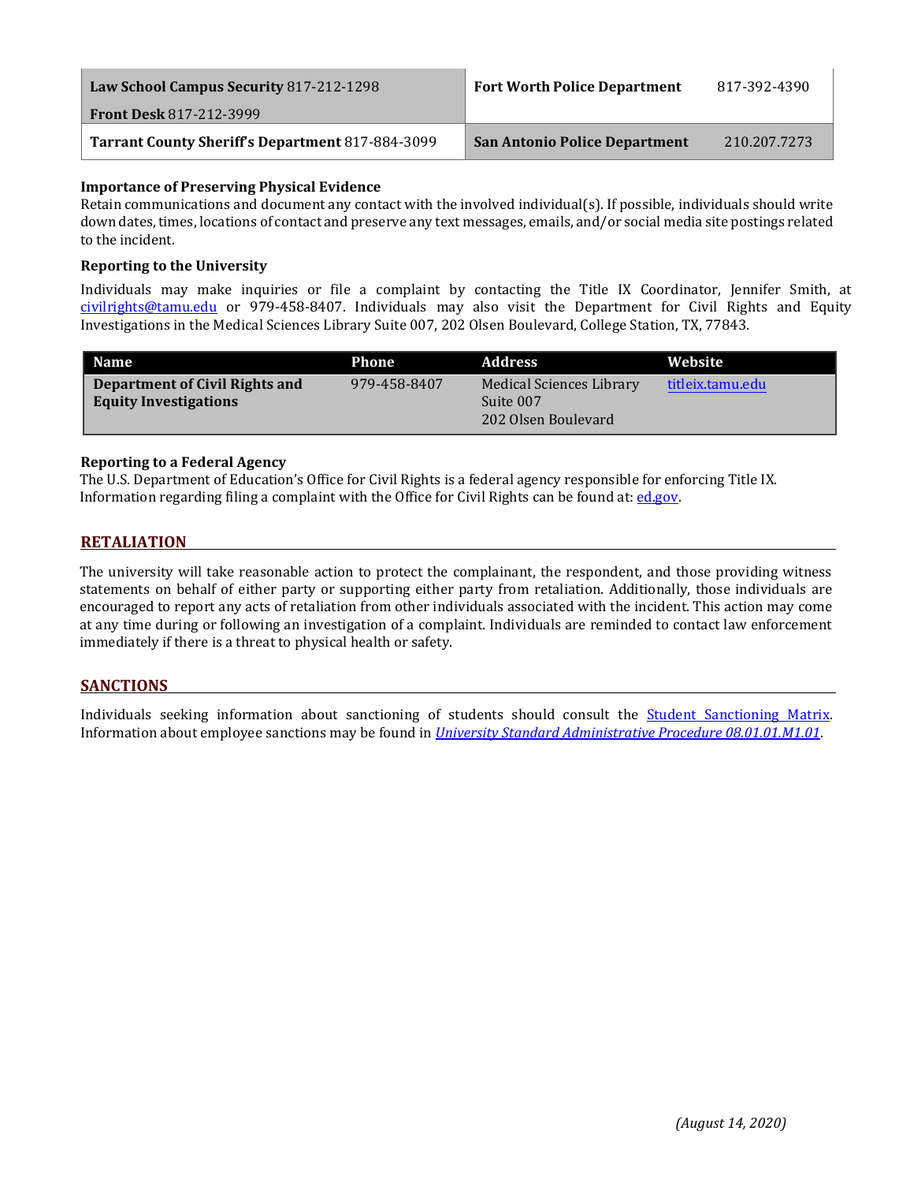| | |
|---|---|
| **Law School Campus Security** 817-212-1298<br>**Front Desk** 817-212-3999 | **Fort Worth Police Department** 817-392-4390 |
| **Tarrant County Sheriff's Department** 817-884-3099 | **San Antonio Police Department** 210.207.7273 |

**Importance of Preserving Physical Evidence**

Retain communications and document any contact with the involved individual(s). If possible, individuals should write down dates, times, locations of contact and preserve any text messages, emails, and/or social media site postings related to the incident.

**Reporting to the University**

Individuals may make inquiries or file a complaint by contacting the Title IX Coordinator, Jennifer Smith, at civilrights@tamu.edu or 979-458-8407. Individuals may also visit the Department for Civil Rights and Equity Investigations in the Medical Sciences Library Suite 007, 202 Olsen Boulevard, College Station, TX, 77843.

| Name | Phone | Address | Website |
|---|---|---|---|
| **Department of Civil Rights and Equity Investigations** | 979-458-8407 | Medical Sciences Library Suite 007 202 Olsen Boulevard | titleix.tamu.edu |

**Reporting to a Federal Agency**

The U.S. Department of Education's Office for Civil Rights is a federal agency responsible for enforcing Title IX. Information regarding filing a complaint with the Office for Civil Rights can be found at: ed.gov.

## RETALIATION

The university will take reasonable action to protect the complainant, the respondent, and those providing witness statements on behalf of either party or supporting either party from retaliation. Additionally, those individuals are encouraged to report any acts of retaliation from other individuals associated with the incident. This action may come at any time during or following an investigation of a complaint. Individuals are reminded to contact law enforcement immediately if there is a threat to physical health or safety.

## SANCTIONS

Individuals seeking information about sanctioning of students should consult the Student Sanctioning Matrix. Information about employee sanctions may be found in *University Standard Administrative Procedure 08.01.01.M1.01*.

*(August 14, 2020)*